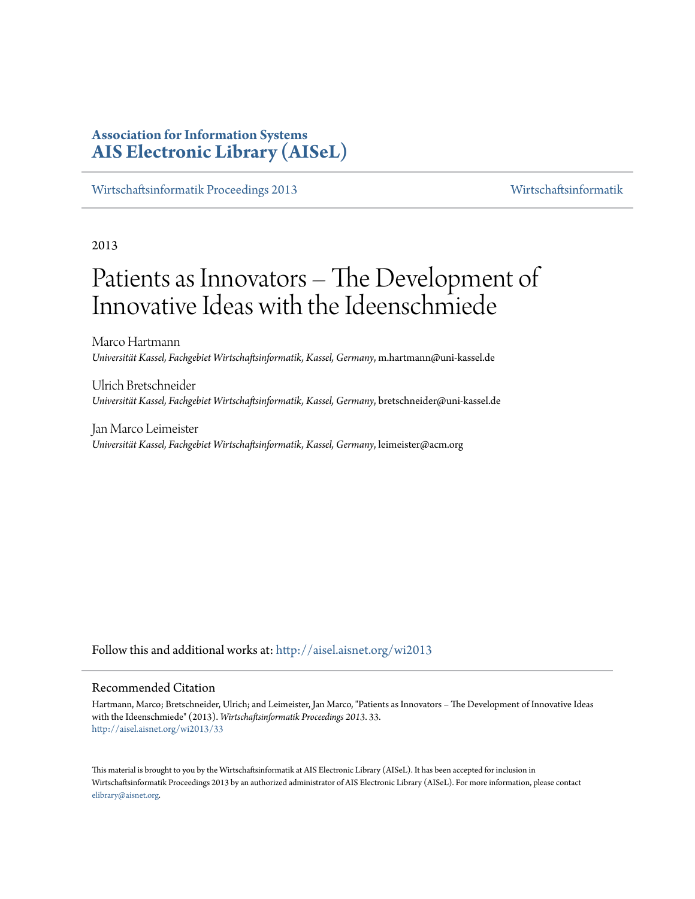**Association for Information Systems**
**AIS Electronic Library (AISeL)**

Wirtschaftsinformatik Proceedings 2013 | Wirtschaftsinformatik

2013

# Patients as Innovators – The Development of Innovative Ideas with the Ideenschmiede

Marco Hartmann
*Universität Kassel, Fachgebiet Wirtschaftsinformatik, Kassel, Germany*, m.hartmann@uni-kassel.de

Ulrich Bretschneider
*Universität Kassel, Fachgebiet Wirtschaftsinformatik, Kassel, Germany*, bretschneider@uni-kassel.de

Jan Marco Leimeister
*Universität Kassel, Fachgebiet Wirtschaftsinformatik, Kassel, Germany*, leimeister@acm.org

Follow this and additional works at: http://aisel.aisnet.org/wi2013

## Recommended Citation

Hartmann, Marco; Bretschneider, Ulrich; and Leimeister, Jan Marco, "Patients as Innovators – The Development of Innovative Ideas with the Ideenschmiede" (2013). *Wirtschaftsinformatik Proceedings 2013*. 33.
http://aisel.aisnet.org/wi2013/33

This material is brought to you by the Wirtschaftsinformatik at AIS Electronic Library (AISeL). It has been accepted for inclusion in Wirtschaftsinformatik Proceedings 2013 by an authorized administrator of AIS Electronic Library (AISeL). For more information, please contact elibrary@aisnet.org.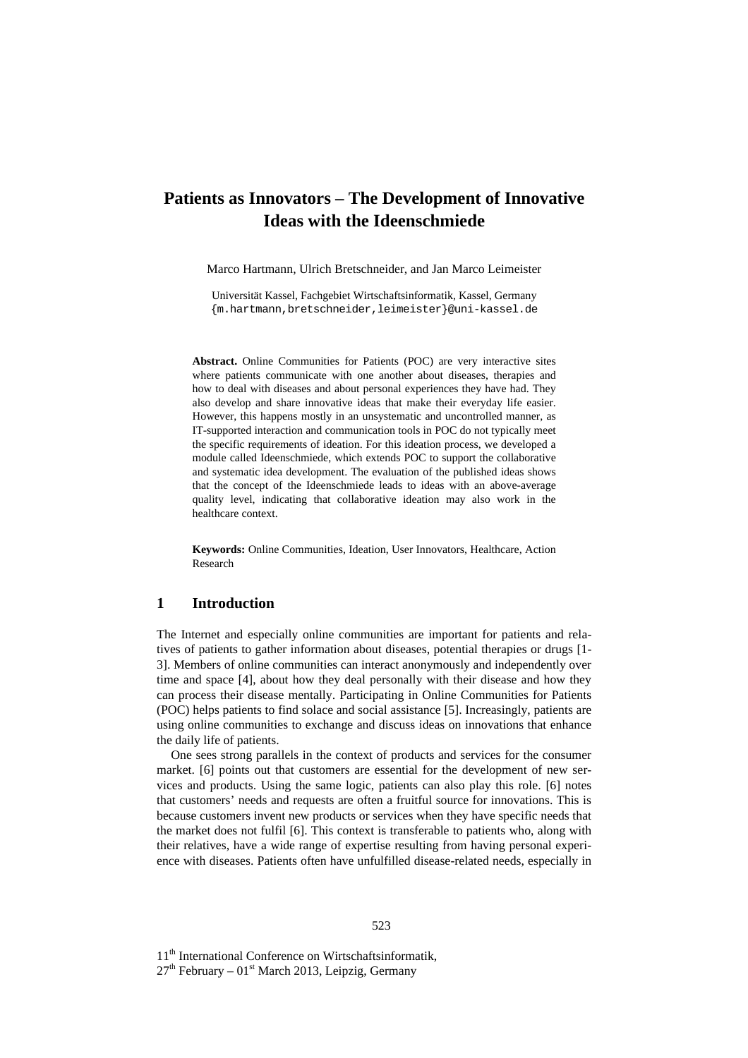# Patients as Innovators – The Development of Innovative Ideas with the Ideenschmiede

Marco Hartmann, Ulrich Bretschneider, and Jan Marco Leimeister

Universität Kassel, Fachgebiet Wirtschaftsinformatik, Kassel, Germany
{m.hartmann,bretschneider,leimeister}@uni-kassel.de

**Abstract.** Online Communities for Patients (POC) are very interactive sites where patients communicate with one another about diseases, therapies and how to deal with diseases and about personal experiences they have had. They also develop and share innovative ideas that make their everyday life easier. However, this happens mostly in an unsystematic and uncontrolled manner, as IT-supported interaction and communication tools in POC do not typically meet the specific requirements of ideation. For this ideation process, we developed a module called Ideenschmiede, which extends POC to support the collaborative and systematic idea development. The evaluation of the published ideas shows that the concept of the Ideenschmiede leads to ideas with an above-average quality level, indicating that collaborative ideation may also work in the healthcare context.

**Keywords:** Online Communities, Ideation, User Innovators, Healthcare, Action Research

## 1 Introduction

The Internet and especially online communities are important for patients and relatives of patients to gather information about diseases, potential therapies or drugs [1-3]. Members of online communities can interact anonymously and independently over time and space [4], about how they deal personally with their disease and how they can process their disease mentally. Participating in Online Communities for Patients (POC) helps patients to find solace and social assistance [5]. Increasingly, patients are using online communities to exchange and discuss ideas on innovations that enhance the daily life of patients.

One sees strong parallels in the context of products and services for the consumer market. [6] points out that customers are essential for the development of new services and products. Using the same logic, patients can also play this role. [6] notes that customers' needs and requests are often a fruitful source for innovations. This is because customers invent new products or services when they have specific needs that the market does not fulfil [6]. This context is transferable to patients who, along with their relatives, have a wide range of expertise resulting from having personal experience with diseases. Patients often have unfulfilled disease-related needs, especially in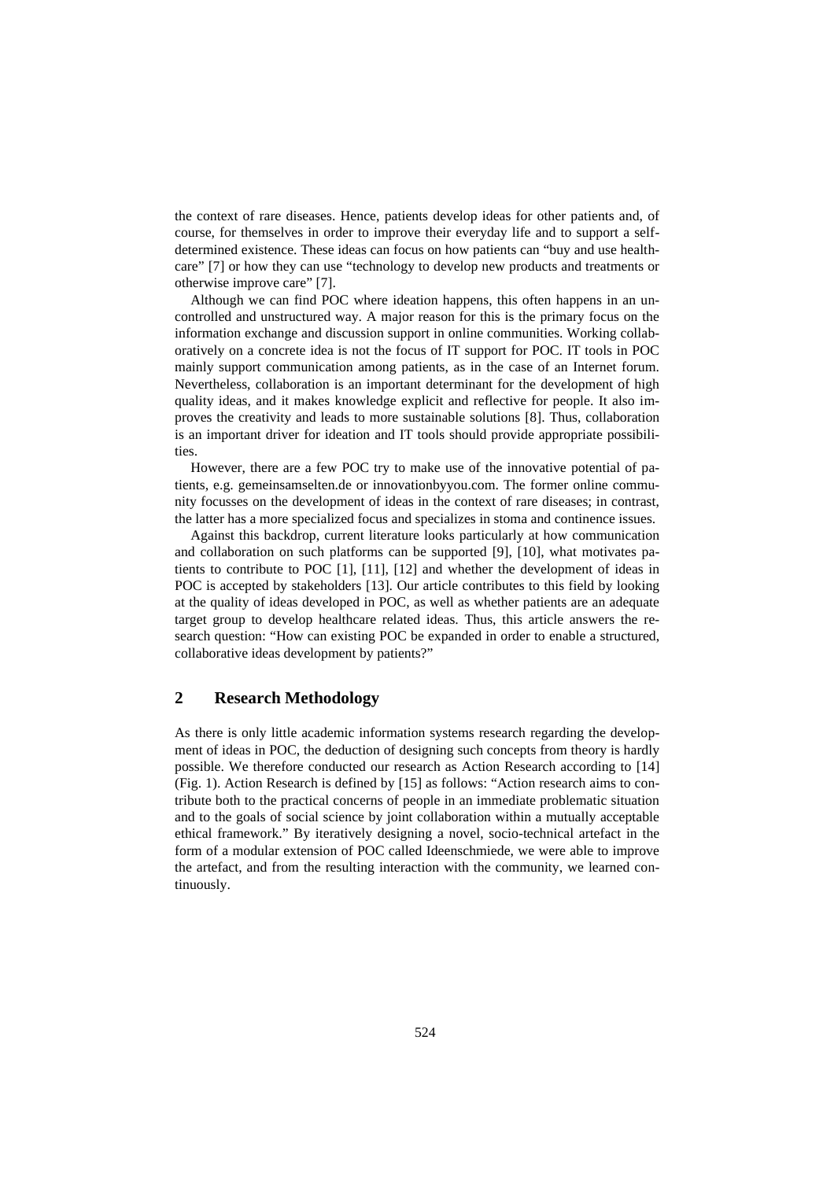the context of rare diseases. Hence, patients develop ideas for other patients and, of course, for themselves in order to improve their everyday life and to support a self-determined existence. These ideas can focus on how patients can "buy and use healthcare" [7] or how they can use "technology to develop new products and treatments or otherwise improve care" [7].

Although we can find POC where ideation happens, this often happens in an uncontrolled and unstructured way. A major reason for this is the primary focus on the information exchange and discussion support in online communities. Working collaboratively on a concrete idea is not the focus of IT support for POC. IT tools in POC mainly support communication among patients, as in the case of an Internet forum. Nevertheless, collaboration is an important determinant for the development of high quality ideas, and it makes knowledge explicit and reflective for people. It also improves the creativity and leads to more sustainable solutions [8]. Thus, collaboration is an important driver for ideation and IT tools should provide appropriate possibilities.

However, there are a few POC try to make use of the innovative potential of patients, e.g. gemeinsamselten.de or innovationbyyou.com. The former online community focusses on the development of ideas in the context of rare diseases; in contrast, the latter has a more specialized focus and specializes in stoma and continence issues.

Against this backdrop, current literature looks particularly at how communication and collaboration on such platforms can be supported [9], [10], what motivates patients to contribute to POC [1], [11], [12] and whether the development of ideas in POC is accepted by stakeholders [13]. Our article contributes to this field by looking at the quality of ideas developed in POC, as well as whether patients are an adequate target group to develop healthcare related ideas. Thus, this article answers the research question: "How can existing POC be expanded in order to enable a structured, collaborative ideas development by patients?"

## 2 Research Methodology

As there is only little academic information systems research regarding the development of ideas in POC, the deduction of designing such concepts from theory is hardly possible. We therefore conducted our research as Action Research according to [14] (Fig. 1). Action Research is defined by [15] as follows: "Action research aims to contribute both to the practical concerns of people in an immediate problematic situation and to the goals of social science by joint collaboration within a mutually acceptable ethical framework." By iteratively designing a novel, socio-technical artefact in the form of a modular extension of POC called Ideenschmiede, we were able to improve the artefact, and from the resulting interaction with the community, we learned continuously.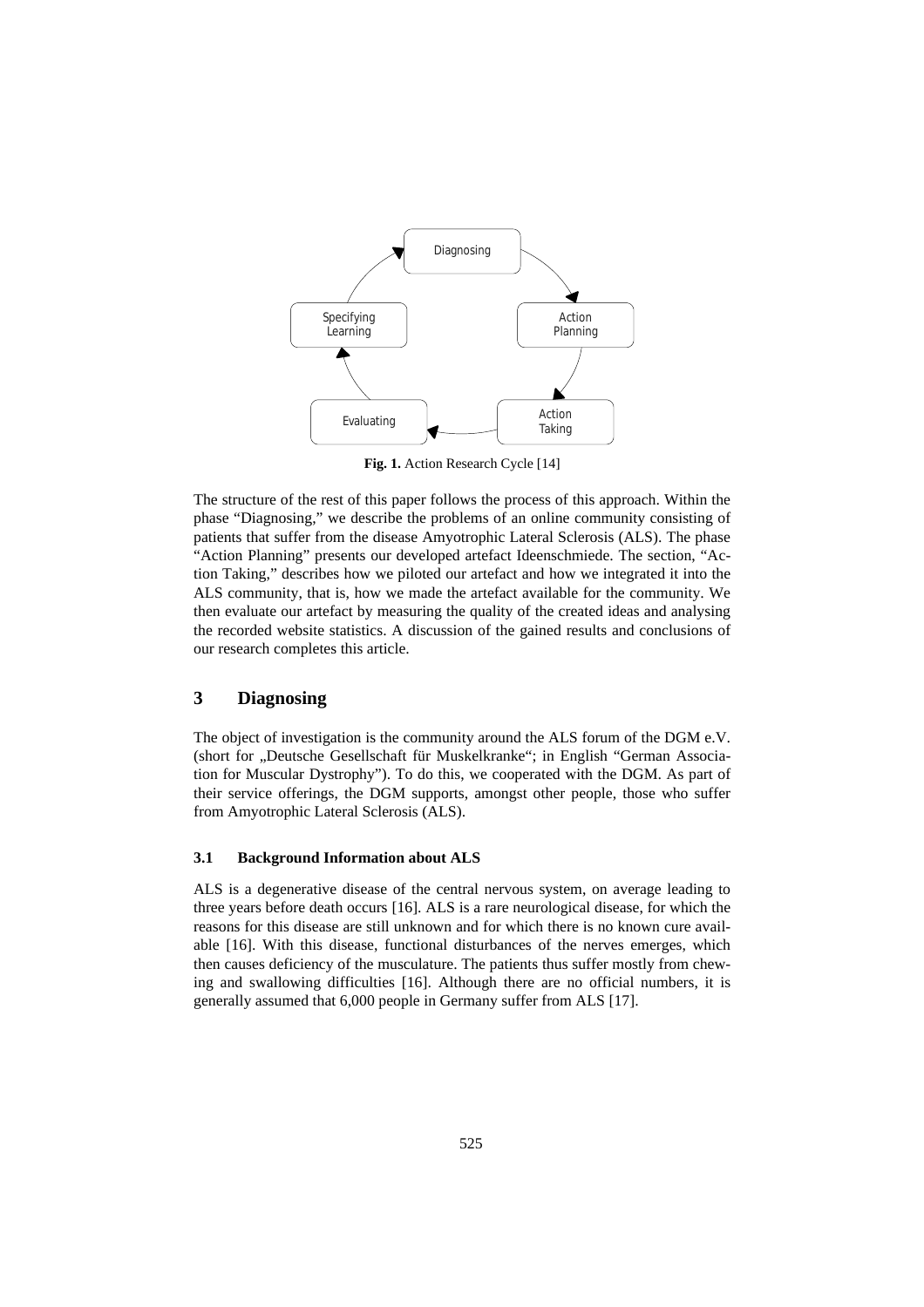Fig. 1. Action Research Cycle [14]

The structure of the rest of this paper follows the process of this approach. Within the phase "Diagnosing," we describe the problems of an online community consisting of patients that suffer from the disease Amyotrophic Lateral Sclerosis (ALS). The phase "Action Planning" presents our developed artefact Ideenschmiede. The section, "Action Taking," describes how we piloted our artefact and how we integrated it into the ALS community, that is, how we made the artefact available for the community. We then evaluate our artefact by measuring the quality of the created ideas and analysing the recorded website statistics. A discussion of the gained results and conclusions of our research completes this article.

## 3 Diagnosing

The object of investigation is the community around the ALS forum of the DGM e.V. (short for „Deutsche Gesellschaft für Muskelkranke"; in English "German Association for Muscular Dystrophy"). To do this, we cooperated with the DGM. As part of their service offerings, the DGM supports, amongst other people, those who suffer from Amyotrophic Lateral Sclerosis (ALS).

### 3.1 Background Information about ALS

ALS is a degenerative disease of the central nervous system, on average leading to three years before death occurs [16]. ALS is a rare neurological disease, for which the reasons for this disease are still unknown and for which there is no known cure available [16]. With this disease, functional disturbances of the nerves emerges, which then causes deficiency of the musculature. The patients thus suffer mostly from chewing and swallowing difficulties [16]. Although there are no official numbers, it is generally assumed that 6,000 people in Germany suffer from ALS [17].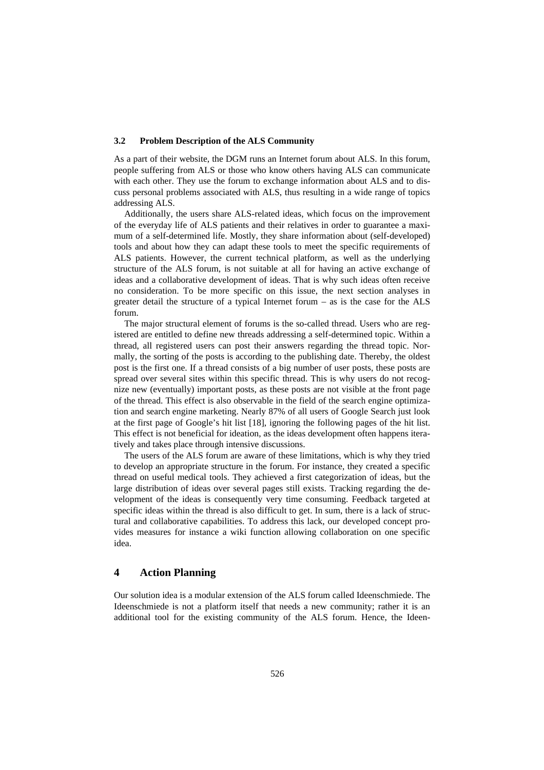### 3.2 Problem Description of the ALS Community

As a part of their website, the DGM runs an Internet forum about ALS. In this forum, people suffering from ALS or those who know others having ALS can communicate with each other. They use the forum to exchange information about ALS and to discuss personal problems associated with ALS, thus resulting in a wide range of topics addressing ALS.

Additionally, the users share ALS-related ideas, which focus on the improvement of the everyday life of ALS patients and their relatives in order to guarantee a maximum of a self-determined life. Mostly, they share information about (self-developed) tools and about how they can adapt these tools to meet the specific requirements of ALS patients. However, the current technical platform, as well as the underlying structure of the ALS forum, is not suitable at all for having an active exchange of ideas and a collaborative development of ideas. That is why such ideas often receive no consideration. To be more specific on this issue, the next section analyses in greater detail the structure of a typical Internet forum – as is the case for the ALS forum.

The major structural element of forums is the so-called thread. Users who are registered are entitled to define new threads addressing a self-determined topic. Within a thread, all registered users can post their answers regarding the thread topic. Normally, the sorting of the posts is according to the publishing date. Thereby, the oldest post is the first one. If a thread consists of a big number of user posts, these posts are spread over several sites within this specific thread. This is why users do not recognize new (eventually) important posts, as these posts are not visible at the front page of the thread. This effect is also observable in the field of the search engine optimization and search engine marketing. Nearly 87% of all users of Google Search just look at the first page of Google's hit list [18], ignoring the following pages of the hit list. This effect is not beneficial for ideation, as the ideas development often happens iteratively and takes place through intensive discussions.

The users of the ALS forum are aware of these limitations, which is why they tried to develop an appropriate structure in the forum. For instance, they created a specific thread on useful medical tools. They achieved a first categorization of ideas, but the large distribution of ideas over several pages still exists. Tracking regarding the development of the ideas is consequently very time consuming. Feedback targeted at specific ideas within the thread is also difficult to get. In sum, there is a lack of structural and collaborative capabilities. To address this lack, our developed concept provides measures for instance a wiki function allowing collaboration on one specific idea.

## 4 Action Planning

Our solution idea is a modular extension of the ALS forum called Ideenschmiede. The Ideenschmiede is not a platform itself that needs a new community; rather it is an additional tool for the existing community of the ALS forum. Hence, the Ideen-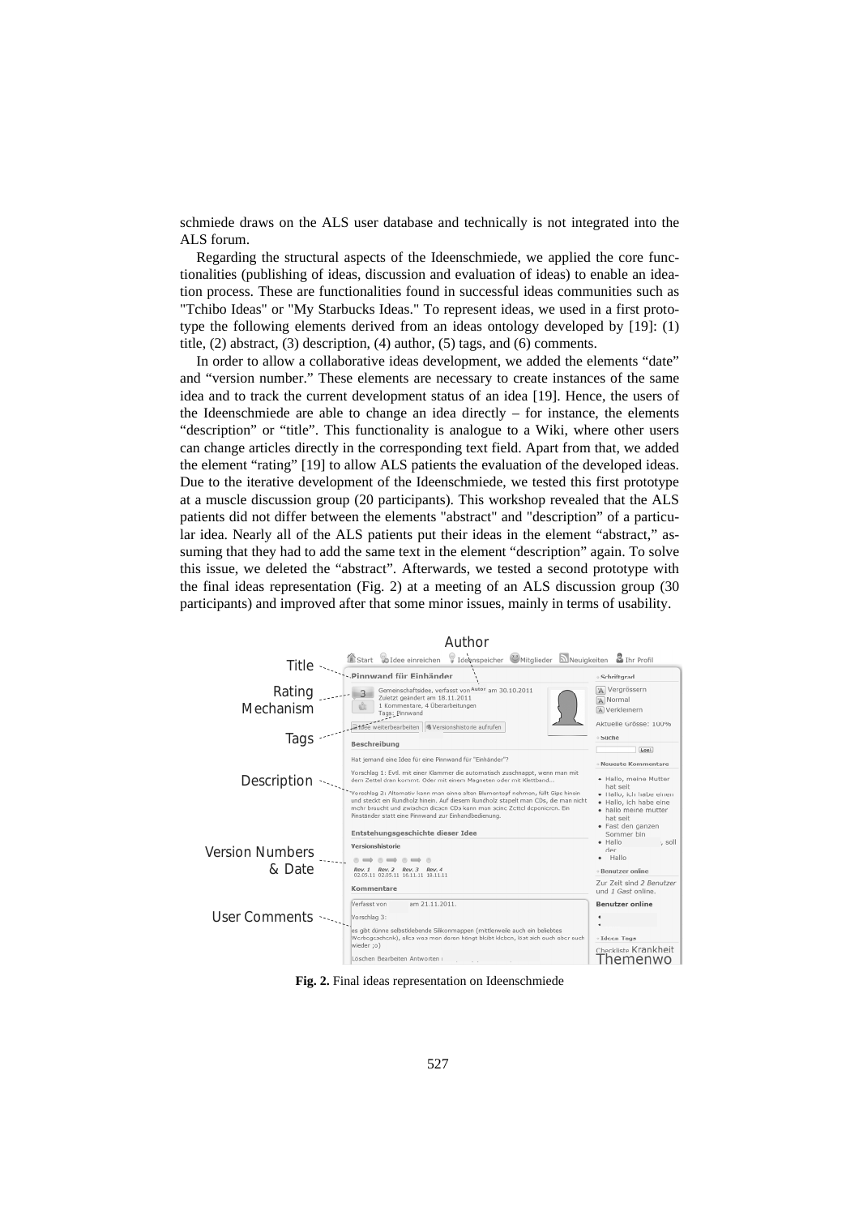schmiede draws on the ALS user database and technically is not integrated into the ALS forum.

Regarding the structural aspects of the Ideenschmiede, we applied the core functionalities (publishing of ideas, discussion and evaluation of ideas) to enable an idea-tion process. These are functionalities found in successful ideas communities such as "Tchibo Ideas" or "My Starbucks Ideas." To represent ideas, we used in a first prototype the following elements derived from an ideas ontology developed by [19]: (1) title, (2) abstract, (3) description, (4) author, (5) tags, and (6) comments.

In order to allow a collaborative ideas development, we added the elements "date" and "version number." These elements are necessary to create instances of the same idea and to track the current development status of an idea [19]. Hence, the users of the Ideenschmiede are able to change an idea directly – for instance, the elements "description" or "title". This functionality is analogue to a Wiki, where other users can change articles directly in the corresponding text field. Apart from that, we added the element "rating" [19] to allow ALS patients the evaluation of the developed ideas. Due to the iterative development of the Ideenschmiede, we tested this first prototype at a muscle discussion group (20 participants). This workshop revealed that the ALS patients did not differ between the elements "abstract" and "description" of a particular idea. Nearly all of the ALS patients put their ideas in the element "abstract," assuming that they had to add the same text in the element "description" again. To solve this issue, we deleted the "abstract". Afterwards, we tested a second prototype with the final ideas representation (Fig. 2) at a meeting of an ALS discussion group (30 participants) and improved after that some minor issues, mainly in terms of usability.

**Fig. 2.** Final ideas representation on Ideenschmiede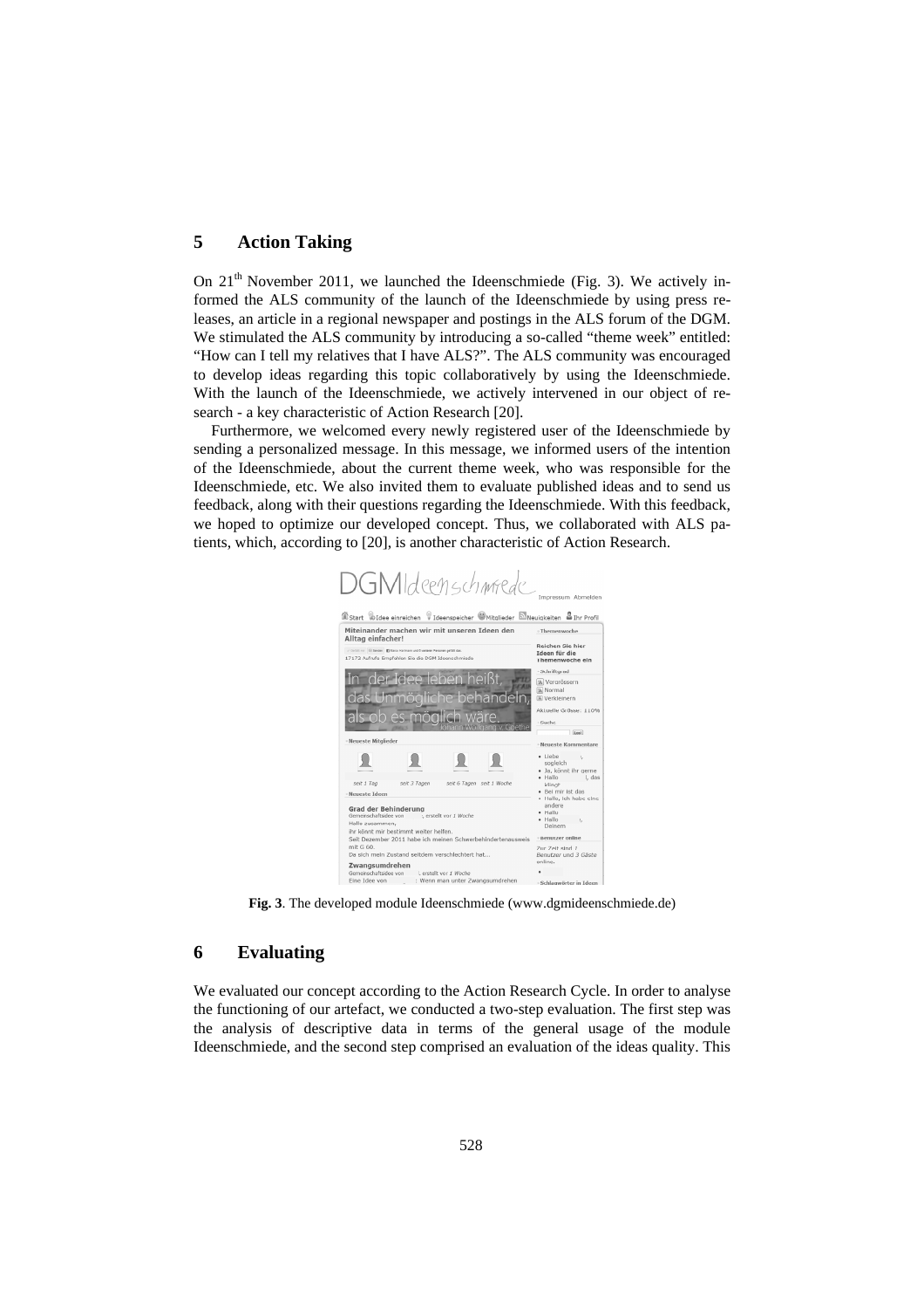## 5 Action Taking

On 21[th] November 2011, we launched the Ideenschmiede (Fig. 3). We actively informed the ALS community of the launch of the Ideenschmiede by using press releases, an article in a regional newspaper and postings in the ALS forum of the DGM. We stimulated the ALS community by introducing a so-called "theme week" entitled: "How can I tell my relatives that I have ALS?". The ALS community was encouraged to develop ideas regarding this topic collaboratively by using the Ideenschmiede. With the launch of the Ideenschmiede, we actively intervened in our object of research - a key characteristic of Action Research [20].

Furthermore, we welcomed every newly registered user of the Ideenschmiede by sending a personalized message. In this message, we informed users of the intention of the Ideenschmiede, about the current theme week, who was responsible for the Ideenschmiede, etc. We also invited them to evaluate published ideas and to send us feedback, along with their questions regarding the Ideenschmiede. With this feedback, we hoped to optimize our developed concept. Thus, we collaborated with ALS patients, which, according to [20], is another characteristic of Action Research.

**Fig. 3**. The developed module Ideenschmiede (www.dgmideenschmiede.de)

## 6 Evaluating

We evaluated our concept according to the Action Research Cycle. In order to analyse the functioning of our artefact, we conducted a two-step evaluation. The first step was the analysis of descriptive data in terms of the general usage of the module Ideenschmiede, and the second step comprised an evaluation of the ideas quality. This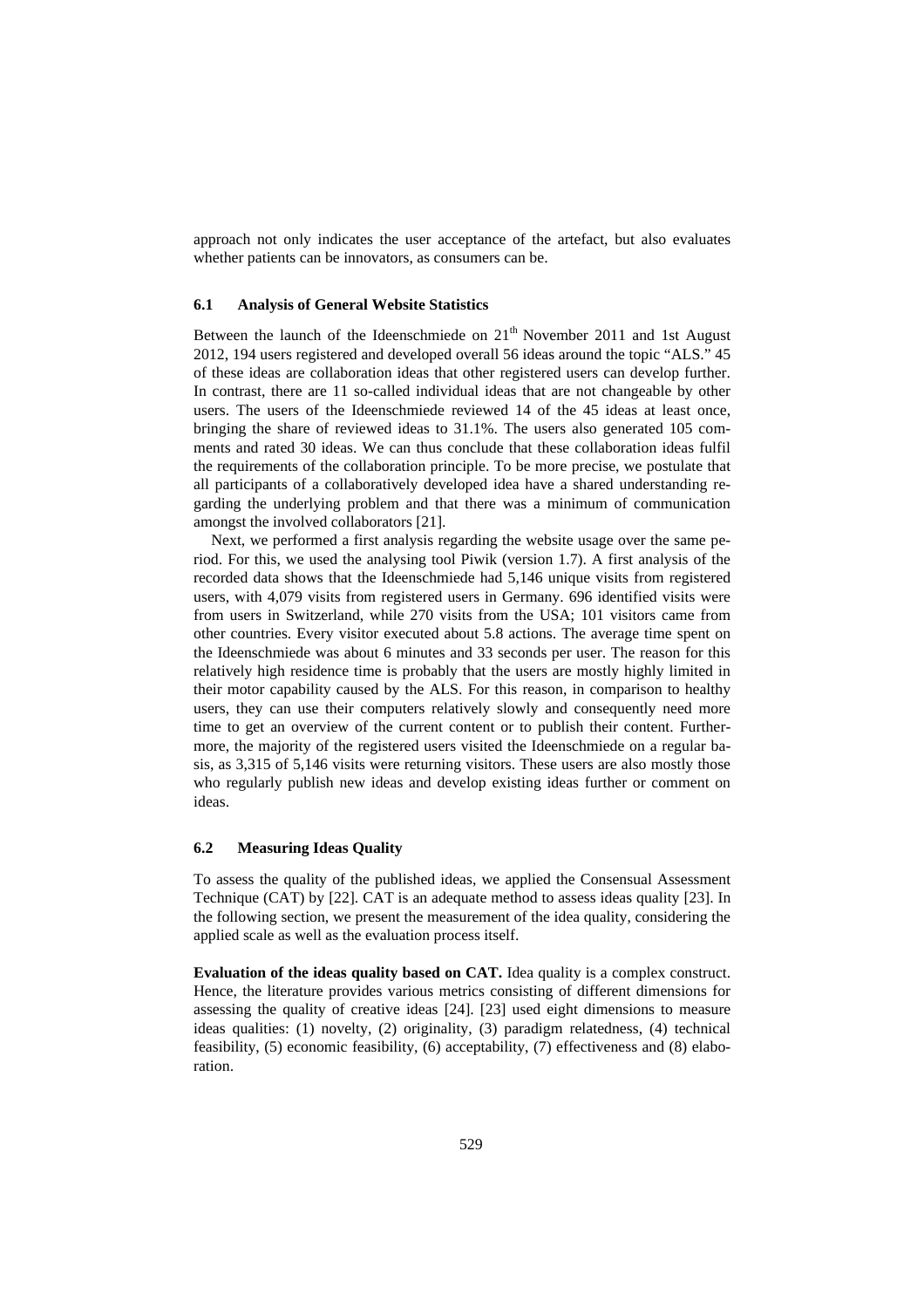approach not only indicates the user acceptance of the artefact, but also evaluates whether patients can be innovators, as consumers can be.

### 6.1 Analysis of General Website Statistics

Between the launch of the Ideenschmiede on 21$^{th}$ November 2011 and 1st August 2012, 194 users registered and developed overall 56 ideas around the topic "ALS." 45 of these ideas are collaboration ideas that other registered users can develop further. In contrast, there are 11 so-called individual ideas that are not changeable by other users. The users of the Ideenschmiede reviewed 14 of the 45 ideas at least once, bringing the share of reviewed ideas to 31.1%. The users also generated 105 comments and rated 30 ideas. We can thus conclude that these collaboration ideas fulfil the requirements of the collaboration principle. To be more precise, we postulate that all participants of a collaboratively developed idea have a shared understanding regarding the underlying problem and that there was a minimum of communication amongst the involved collaborators [21].

Next, we performed a first analysis regarding the website usage over the same period. For this, we used the analysing tool Piwik (version 1.7). A first analysis of the recorded data shows that the Ideenschmiede had 5,146 unique visits from registered users, with 4,079 visits from registered users in Germany. 696 identified visits were from users in Switzerland, while 270 visits from the USA; 101 visitors came from other countries. Every visitor executed about 5.8 actions. The average time spent on the Ideenschmiede was about 6 minutes and 33 seconds per user. The reason for this relatively high residence time is probably that the users are mostly highly limited in their motor capability caused by the ALS. For this reason, in comparison to healthy users, they can use their computers relatively slowly and consequently need more time to get an overview of the current content or to publish their content. Furthermore, the majority of the registered users visited the Ideenschmiede on a regular basis, as 3,315 of 5,146 visits were returning visitors. These users are also mostly those who regularly publish new ideas and develop existing ideas further or comment on ideas.

### 6.2 Measuring Ideas Quality

To assess the quality of the published ideas, we applied the Consensual Assessment Technique (CAT) by [22]. CAT is an adequate method to assess ideas quality [23]. In the following section, we present the measurement of the idea quality, considering the applied scale as well as the evaluation process itself.

**Evaluation of the ideas quality based on CAT.** Idea quality is a complex construct. Hence, the literature provides various metrics consisting of different dimensions for assessing the quality of creative ideas [24]. [23] used eight dimensions to measure ideas qualities: (1) novelty, (2) originality, (3) paradigm relatedness, (4) technical feasibility, (5) economic feasibility, (6) acceptability, (7) effectiveness and (8) elaboration.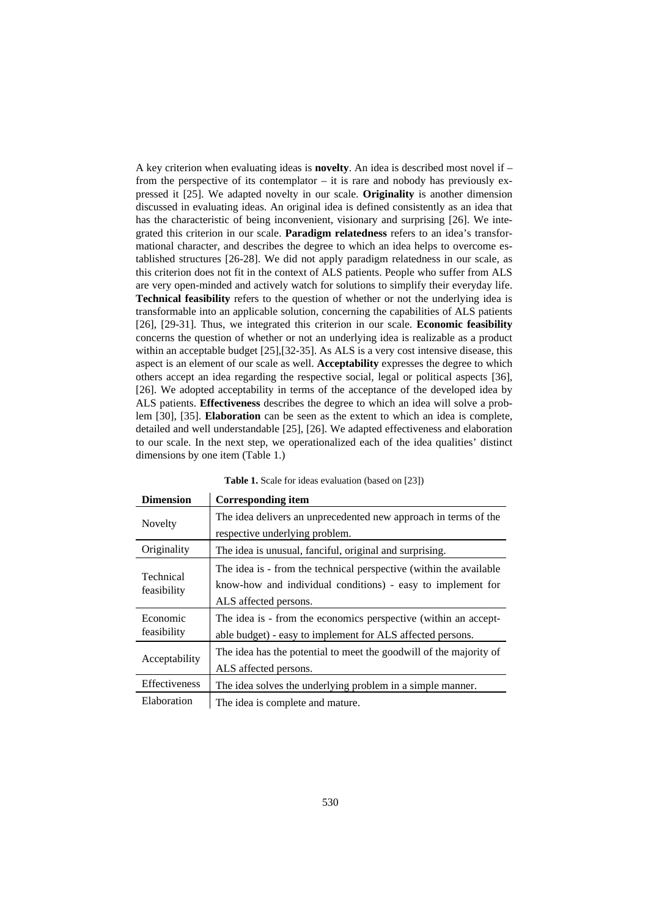A key criterion when evaluating ideas is **novelty**. An idea is described most novel if – from the perspective of its contemplator – it is rare and nobody has previously expressed it [25]. We adapted novelty in our scale. **Originality** is another dimension discussed in evaluating ideas. An original idea is defined consistently as an idea that has the characteristic of being inconvenient, visionary and surprising [26]. We integrated this criterion in our scale. **Paradigm relatedness** refers to an idea's transformational character, and describes the degree to which an idea helps to overcome established structures [26-28]. We did not apply paradigm relatedness in our scale, as this criterion does not fit in the context of ALS patients. People who suffer from ALS are very open-minded and actively watch for solutions to simplify their everyday life. **Technical feasibility** refers to the question of whether or not the underlying idea is transformable into an applicable solution, concerning the capabilities of ALS patients [26], [29-31]. Thus, we integrated this criterion in our scale. **Economic feasibility** concerns the question of whether or not an underlying idea is realizable as a product within an acceptable budget [25],[32-35]. As ALS is a very cost intensive disease, this aspect is an element of our scale as well. **Acceptability** expresses the degree to which others accept an idea regarding the respective social, legal or political aspects [36], [26]. We adopted acceptability in terms of the acceptance of the developed idea by ALS patients. **Effectiveness** describes the degree to which an idea will solve a problem [30], [35]. **Elaboration** can be seen as the extent to which an idea is complete, detailed and well understandable [25], [26]. We adapted effectiveness and elaboration to our scale. In the next step, we operationalized each of the idea qualities' distinct dimensions by one item (Table 1.)

**Table 1.** Scale for ideas evaluation (based on [23])

| Dimension | Corresponding item |
|---|---|
| Novelty | The idea delivers an unprecedented new approach in terms of the respective underlying problem. |
| Originality | The idea is unusual, fanciful, original and surprising. |
| Technical feasibility | The idea is - from the technical perspective (within the available know-how and individual conditions) - easy to implement for ALS affected persons. |
| Economic feasibility | The idea is - from the economics perspective (within an acceptable budget) - easy to implement for ALS affected persons. |
| Acceptability | The idea has the potential to meet the goodwill of the majority of ALS affected persons. |
| Effectiveness | The idea solves the underlying problem in a simple manner. |
| Elaboration | The idea is complete and mature. |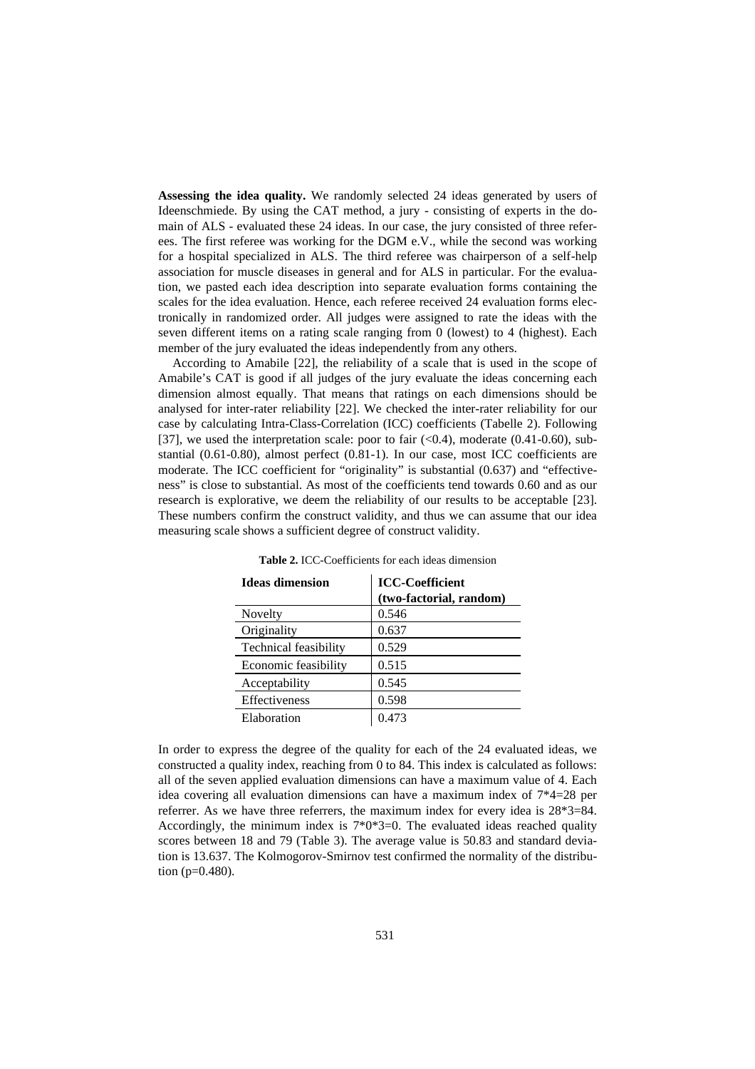**Assessing the idea quality.** We randomly selected 24 ideas generated by users of Ideenschmiede. By using the CAT method, a jury - consisting of experts in the domain of ALS - evaluated these 24 ideas. In our case, the jury consisted of three referees. The first referee was working for the DGM e.V., while the second was working for a hospital specialized in ALS. The third referee was chairperson of a self-help association for muscle diseases in general and for ALS in particular. For the evaluation, we pasted each idea description into separate evaluation forms containing the scales for the idea evaluation. Hence, each referee received 24 evaluation forms electronically in randomized order. All judges were assigned to rate the ideas with the seven different items on a rating scale ranging from 0 (lowest) to 4 (highest). Each member of the jury evaluated the ideas independently from any others.

According to Amabile [22], the reliability of a scale that is used in the scope of Amabile's CAT is good if all judges of the jury evaluate the ideas concerning each dimension almost equally. That means that ratings on each dimensions should be analysed for inter-rater reliability [22]. We checked the inter-rater reliability for our case by calculating Intra-Class-Correlation (ICC) coefficients (Tabelle 2). Following [37], we used the interpretation scale: poor to fair (<0.4), moderate (0.41-0.60), substantial (0.61-0.80), almost perfect (0.81-1). In our case, most ICC coefficients are moderate. The ICC coefficient for "originality" is substantial (0.637) and "effectiveness" is close to substantial. As most of the coefficients tend towards 0.60 and as our research is explorative, we deem the reliability of our results to be acceptable [23]. These numbers confirm the construct validity, and thus we can assume that our idea measuring scale shows a sufficient degree of construct validity.

**Table 2.** ICC-Coefficients for each ideas dimension

| Ideas dimension | ICC-Coefficient (two-factorial, random) |
|---|---|
| Novelty | 0.546 |
| Originality | 0.637 |
| Technical feasibility | 0.529 |
| Economic feasibility | 0.515 |
| Acceptability | 0.545 |
| Effectiveness | 0.598 |
| Elaboration | 0.473 |

In order to express the degree of the quality for each of the 24 evaluated ideas, we constructed a quality index, reaching from 0 to 84. This index is calculated as follows: all of the seven applied evaluation dimensions can have a maximum value of 4. Each idea covering all evaluation dimensions can have a maximum index of 7\*4=28 per referrer. As we have three referrers, the maximum index for every idea is 28\*3=84. Accordingly, the minimum index is 7\*0\*3=0. The evaluated ideas reached quality scores between 18 and 79 (Table 3). The average value is 50.83 and standard deviation is 13.637. The Kolmogorov-Smirnov test confirmed the normality of the distribution (p=0.480).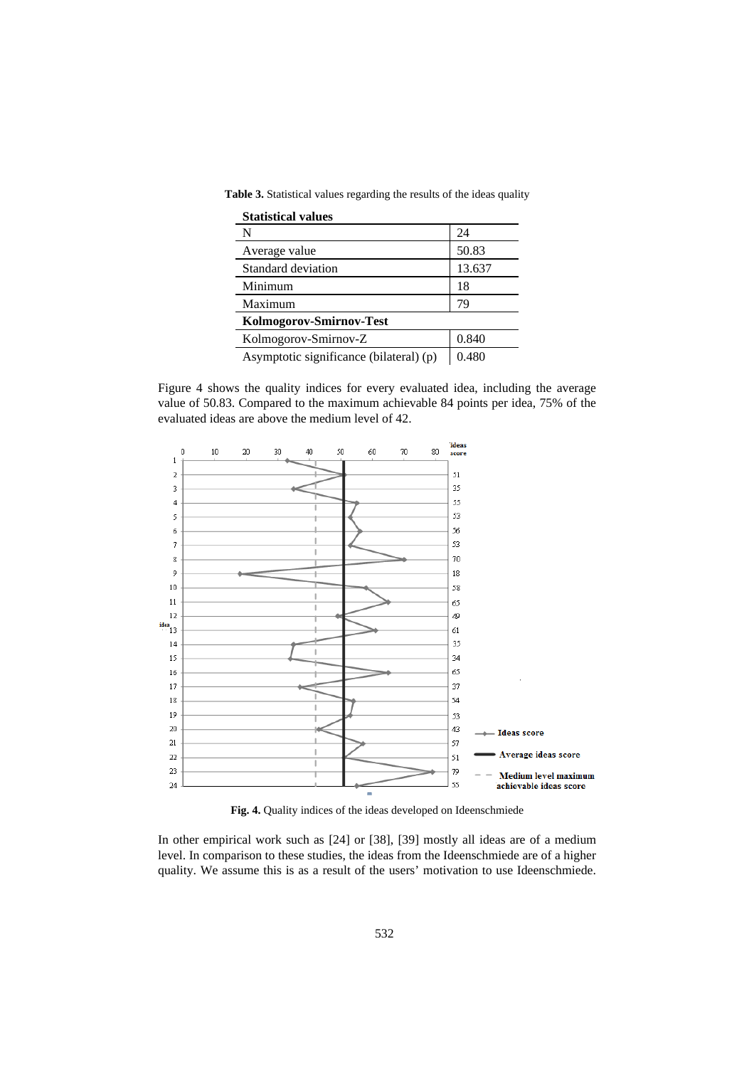**Table 3.** Statistical values regarding the results of the ideas quality

| **Statistical values** | |
|---|---|
| N | 24 |
| Average value | 50.83 |
| Standard deviation | 13.637 |
| Minimum | 18 |
| Maximum | 79 |
| **Kolmogorov-Smirnov-Test** | |
| Kolmogorov-Smirnov-Z | 0.840 |
| Asymptotic significance (bilateral) (p) | 0.480 |

Figure 4 shows the quality indices for every evaluated idea, including the average value of 50.83. Compared to the maximum achievable 84 points per idea, 75% of the evaluated ideas are above the medium level of 42.

**Fig. 4.** Quality indices of the ideas developed on Ideenschmiede

In other empirical work such as [24] or [38], [39] mostly all ideas are of a medium level. In comparison to these studies, the ideas from the Ideenschmiede are of a higher quality. We assume this is as a result of the users' motivation to use Ideenschmiede.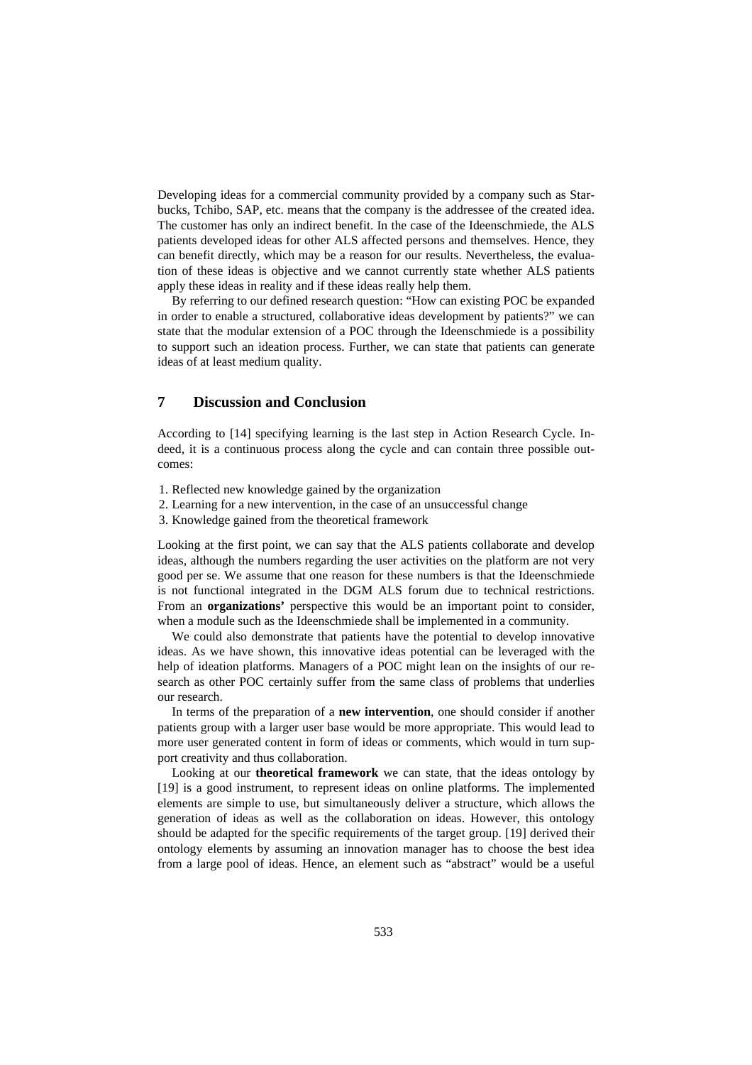Developing ideas for a commercial community provided by a company such as Starbucks, Tchibo, SAP, etc. means that the company is the addressee of the created idea. The customer has only an indirect benefit. In the case of the Ideenschmiede, the ALS patients developed ideas for other ALS affected persons and themselves. Hence, they can benefit directly, which may be a reason for our results. Nevertheless, the evaluation of these ideas is objective and we cannot currently state whether ALS patients apply these ideas in reality and if these ideas really help them.

By referring to our defined research question: "How can existing POC be expanded in order to enable a structured, collaborative ideas development by patients?" we can state that the modular extension of a POC through the Ideenschmiede is a possibility to support such an ideation process. Further, we can state that patients can generate ideas of at least medium quality.

## 7 Discussion and Conclusion

According to [14] specifying learning is the last step in Action Research Cycle. Indeed, it is a continuous process along the cycle and can contain three possible outcomes:

1. Reflected new knowledge gained by the organization
2. Learning for a new intervention, in the case of an unsuccessful change
3. Knowledge gained from the theoretical framework

Looking at the first point, we can say that the ALS patients collaborate and develop ideas, although the numbers regarding the user activities on the platform are not very good per se. We assume that one reason for these numbers is that the Ideenschmiede is not functional integrated in the DGM ALS forum due to technical restrictions. From an **organizations'** perspective this would be an important point to consider, when a module such as the Ideenschmiede shall be implemented in a community.

We could also demonstrate that patients have the potential to develop innovative ideas. As we have shown, this innovative ideas potential can be leveraged with the help of ideation platforms. Managers of a POC might lean on the insights of our research as other POC certainly suffer from the same class of problems that underlies our research.

In terms of the preparation of a **new intervention**, one should consider if another patients group with a larger user base would be more appropriate. This would lead to more user generated content in form of ideas or comments, which would in turn support creativity and thus collaboration.

Looking at our **theoretical framework** we can state, that the ideas ontology by [19] is a good instrument, to represent ideas on online platforms. The implemented elements are simple to use, but simultaneously deliver a structure, which allows the generation of ideas as well as the collaboration on ideas. However, this ontology should be adapted for the specific requirements of the target group. [19] derived their ontology elements by assuming an innovation manager has to choose the best idea from a large pool of ideas. Hence, an element such as "abstract" would be a useful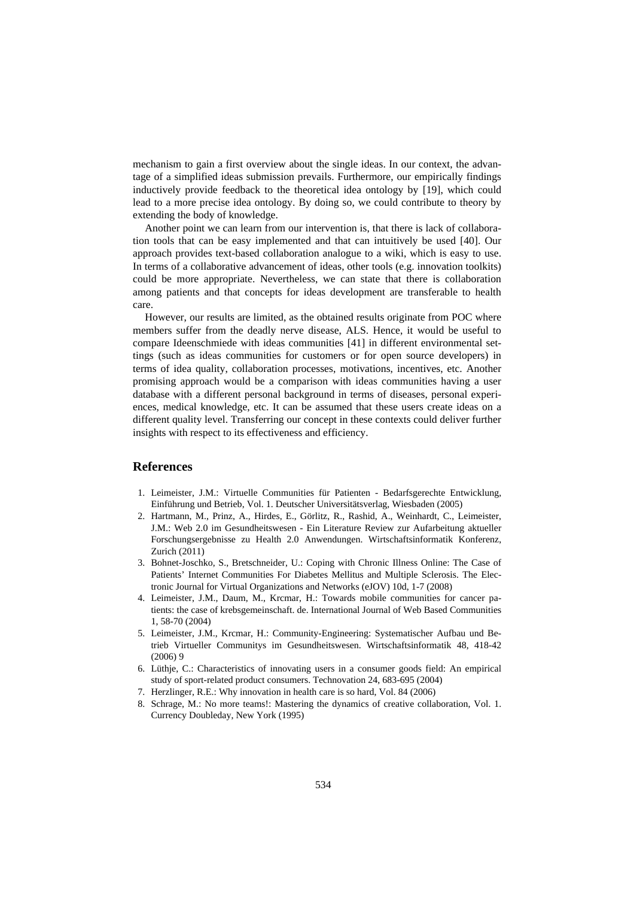mechanism to gain a first overview about the single ideas. In our context, the advantage of a simplified ideas submission prevails. Furthermore, our empirically findings inductively provide feedback to the theoretical idea ontology by [19], which could lead to a more precise idea ontology. By doing so, we could contribute to theory by extending the body of knowledge.

Another point we can learn from our intervention is, that there is lack of collaboration tools that can be easy implemented and that can intuitively be used [40]. Our approach provides text-based collaboration analogue to a wiki, which is easy to use. In terms of a collaborative advancement of ideas, other tools (e.g. innovation toolkits) could be more appropriate. Nevertheless, we can state that there is collaboration among patients and that concepts for ideas development are transferable to health care.

However, our results are limited, as the obtained results originate from POC where members suffer from the deadly nerve disease, ALS. Hence, it would be useful to compare Ideenschmiede with ideas communities [41] in different environmental settings (such as ideas communities for customers or for open source developers) in terms of idea quality, collaboration processes, motivations, incentives, etc. Another promising approach would be a comparison with ideas communities having a user database with a different personal background in terms of diseases, personal experiences, medical knowledge, etc. It can be assumed that these users create ideas on a different quality level. Transferring our concept in these contexts could deliver further insights with respect to its effectiveness and efficiency.

## References

1. Leimeister, J.M.: Virtuelle Communities für Patienten - Bedarfsgerechte Entwicklung, Einführung und Betrieb, Vol. 1. Deutscher Universitätsverlag, Wiesbaden (2005)
2. Hartmann, M., Prinz, A., Hirdes, E., Görlitz, R., Rashid, A., Weinhardt, C., Leimeister, J.M.: Web 2.0 im Gesundheitswesen - Ein Literature Review zur Aufarbeitung aktueller Forschungsergebnisse zu Health 2.0 Anwendungen. Wirtschaftsinformatik Konferenz, Zurich (2011)
3. Bohnet-Joschko, S., Bretschneider, U.: Coping with Chronic Illness Online: The Case of Patients' Internet Communities For Diabetes Mellitus and Multiple Sclerosis. The Electronic Journal for Virtual Organizations and Networks (eJOV) 10d, 1-7 (2008)
4. Leimeister, J.M., Daum, M., Krcmar, H.: Towards mobile communities for cancer patients: the case of krebsgemeinschaft. de. International Journal of Web Based Communities 1, 58-70 (2004)
5. Leimeister, J.M., Krcmar, H.: Community-Engineering: Systematischer Aufbau und Betrieb Virtueller Communitys im Gesundheitswesen. Wirtschaftsinformatik 48, 418-42 (2006) 9
6. Lüthje, C.: Characteristics of innovating users in a consumer goods field: An empirical study of sport-related product consumers. Technovation 24, 683-695 (2004)
7. Herzlinger, R.E.: Why innovation in health care is so hard, Vol. 84 (2006)
8. Schrage, M.: No more teams!: Mastering the dynamics of creative collaboration, Vol. 1. Currency Doubleday, New York (1995)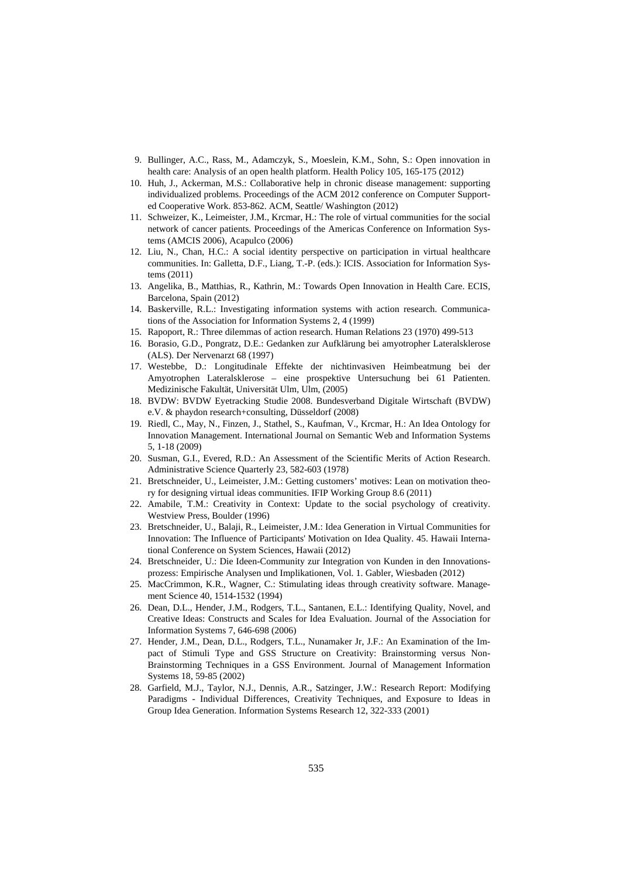9. Bullinger, A.C., Rass, M., Adamczyk, S., Moeslein, K.M., Sohn, S.: Open innovation in health care: Analysis of an open health platform. Health Policy 105, 165-175 (2012)
10. Huh, J., Ackerman, M.S.: Collaborative help in chronic disease management: supporting individualized problems. Proceedings of the ACM 2012 conference on Computer Supported Cooperative Work. 853-862. ACM, Seattle/ Washington (2012)
11. Schweizer, K., Leimeister, J.M., Krcmar, H.: The role of virtual communities for the social network of cancer patients. Proceedings of the Americas Conference on Information Systems (AMCIS 2006), Acapulco (2006)
12. Liu, N., Chan, H.C.: A social identity perspective on participation in virtual healthcare communities. In: Galletta, D.F., Liang, T.-P. (eds.): ICIS. Association for Information Systems (2011)
13. Angelika, B., Matthias, R., Kathrin, M.: Towards Open Innovation in Health Care. ECIS, Barcelona, Spain (2012)
14. Baskerville, R.L.: Investigating information systems with action research. Communications of the Association for Information Systems 2, 4 (1999)
15. Rapoport, R.: Three dilemmas of action research. Human Relations 23 (1970) 499-513
16. Borasio, G.D., Pongratz, D.E.: Gedanken zur Aufklärung bei amyotropher Lateralsklerose (ALS). Der Nervenarzt 68 (1997)
17. Westebbe, D.: Longitudinale Effekte der nichtinvasiven Heimbeatmung bei der Amyotrophen Lateralsklerose – eine prospektive Untersuchung bei 61 Patienten. Medizinische Fakultät, Universität Ulm, Ulm, (2005)
18. BVDW: BVDW Eyetracking Studie 2008. Bundesverband Digitale Wirtschaft (BVDW) e.V. & phaydon research+consulting, Düsseldorf (2008)
19. Riedl, C., May, N., Finzen, J., Stathel, S., Kaufman, V., Krcmar, H.: An Idea Ontology for Innovation Management. International Journal on Semantic Web and Information Systems 5, 1-18 (2009)
20. Susman, G.I., Evered, R.D.: An Assessment of the Scientific Merits of Action Research. Administrative Science Quarterly 23, 582-603 (1978)
21. Bretschneider, U., Leimeister, J.M.: Getting customers' motives: Lean on motivation theory for designing virtual ideas communities. IFIP Working Group 8.6 (2011)
22. Amabile, T.M.: Creativity in Context: Update to the social psychology of creativity. Westview Press, Boulder (1996)
23. Bretschneider, U., Balaji, R., Leimeister, J.M.: Idea Generation in Virtual Communities for Innovation: The Influence of Participants' Motivation on Idea Quality. 45. Hawaii International Conference on System Sciences, Hawaii (2012)
24. Bretschneider, U.: Die Ideen-Community zur Integration von Kunden in den Innovationsprozess: Empirische Analysen und Implikationen, Vol. 1. Gabler, Wiesbaden (2012)
25. MacCrimmon, K.R., Wagner, C.: Stimulating ideas through creativity software. Management Science 40, 1514-1532 (1994)
26. Dean, D.L., Hender, J.M., Rodgers, T.L., Santanen, E.L.: Identifying Quality, Novel, and Creative Ideas: Constructs and Scales for Idea Evaluation. Journal of the Association for Information Systems 7, 646-698 (2006)
27. Hender, J.M., Dean, D.L., Rodgers, T.L., Nunamaker Jr, J.F.: An Examination of the Impact of Stimuli Type and GSS Structure on Creativity: Brainstorming versus Non-Brainstorming Techniques in a GSS Environment. Journal of Management Information Systems 18, 59-85 (2002)
28. Garfield, M.J., Taylor, N.J., Dennis, A.R., Satzinger, J.W.: Research Report: Modifying Paradigms - Individual Differences, Creativity Techniques, and Exposure to Ideas in Group Idea Generation. Information Systems Research 12, 322-333 (2001)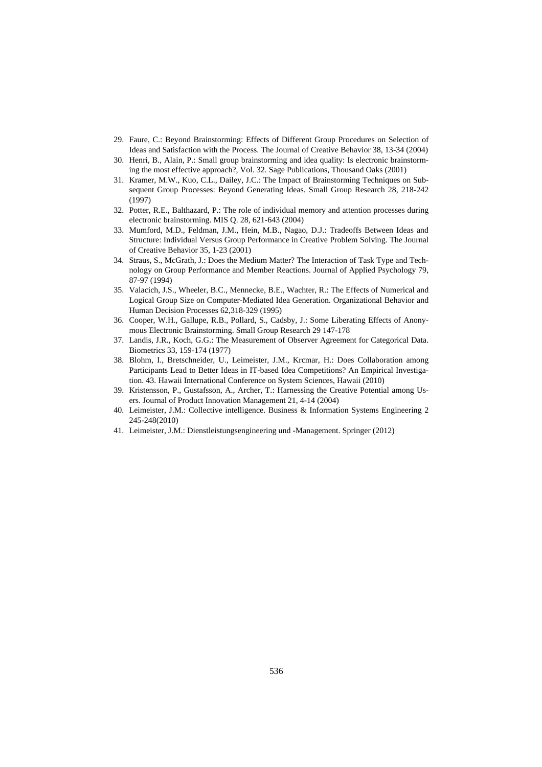29. Faure, C.: Beyond Brainstorming: Effects of Different Group Procedures on Selection of Ideas and Satisfaction with the Process. The Journal of Creative Behavior 38, 13-34 (2004)
30. Henri, B., Alain, P.: Small group brainstorming and idea quality: Is electronic brainstorming the most effective approach?, Vol. 32. Sage Publications, Thousand Oaks (2001)
31. Kramer, M.W., Kuo, C.L., Dailey, J.C.: The Impact of Brainstorming Techniques on Subsequent Group Processes: Beyond Generating Ideas. Small Group Research 28, 218-242 (1997)
32. Potter, R.E., Balthazard, P.: The role of individual memory and attention processes during electronic brainstorming. MIS Q. 28, 621-643 (2004)
33. Mumford, M.D., Feldman, J.M., Hein, M.B., Nagao, D.J.: Tradeoffs Between Ideas and Structure: Individual Versus Group Performance in Creative Problem Solving. The Journal of Creative Behavior 35, 1-23 (2001)
34. Straus, S., McGrath, J.: Does the Medium Matter? The Interaction of Task Type and Technology on Group Performance and Member Reactions. Journal of Applied Psychology 79, 87-97 (1994)
35. Valacich, J.S., Wheeler, B.C., Mennecke, B.E., Wachter, R.: The Effects of Numerical and Logical Group Size on Computer-Mediated Idea Generation. Organizational Behavior and Human Decision Processes 62,318-329 (1995)
36. Cooper, W.H., Gallupe, R.B., Pollard, S., Cadsby, J.: Some Liberating Effects of Anonymous Electronic Brainstorming. Small Group Research 29 147-178
37. Landis, J.R., Koch, G.G.: The Measurement of Observer Agreement for Categorical Data. Biometrics 33, 159-174 (1977)
38. Blohm, I., Bretschneider, U., Leimeister, J.M., Krcmar, H.: Does Collaboration among Participants Lead to Better Ideas in IT-based Idea Competitions? An Empirical Investigation. 43. Hawaii International Conference on System Sciences, Hawaii (2010)
39. Kristensson, P., Gustafsson, A., Archer, T.: Harnessing the Creative Potential among Users. Journal of Product Innovation Management 21, 4-14 (2004)
40. Leimeister, J.M.: Collective intelligence. Business & Information Systems Engineering 2 245-248(2010)
41. Leimeister, J.M.: Dienstleistungsengineering und -Management. Springer (2012)